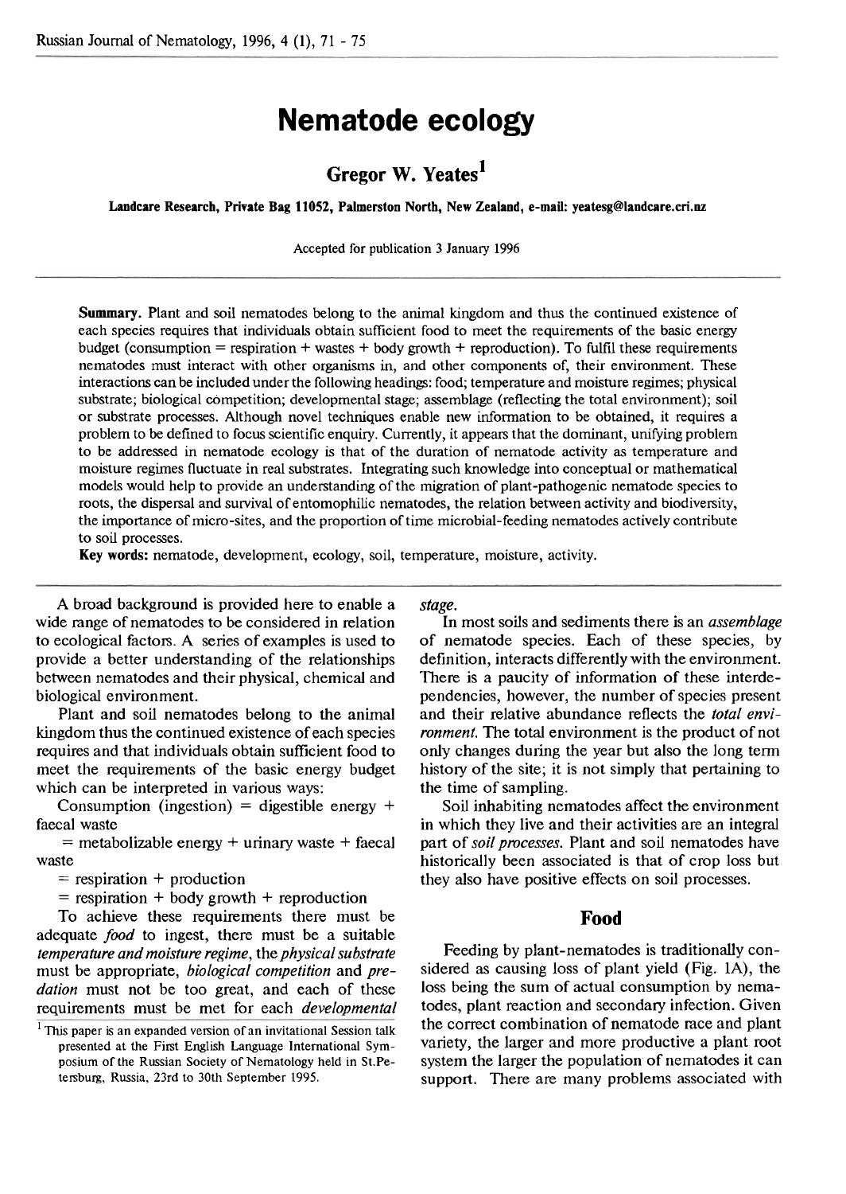# Nematode ecology

## Gregor W. Yeates[1]

**Landcare Research, Private Bag 11052, Palmerston North, New Zealand, e-mail: yeatesg@landcare.cri.nz**

Accepted for publication 3 January 1996

**Summary.** Plant and soil nematodes belong to the animal kingdom and thus the continued existence of each species requires that individuals obtain sufficient food to meet the requirements of the basic energy budget (consumption = respiration + wastes + body growth + reproduction). To fulfil these requirements nematodes must interact with other organisms in, and other components of, their environment. These interactions can be included under the following headings: food; temperature and moisture regimes; physical substrate; biological competition; developmental stage; assemblage (reflecting the total environment); soil or substrate processes. Although novel techniques enable new information to be obtained, it requires a problem to be defined to focus scientific enquiry. Currently, it appears that the dominant, unifying problem to be addressed in nematode ecology is that of the duration of nematode activity as temperature and moisture regimes fluctuate in real substrates. Integrating such knowledge into conceptual or mathematical models would help to provide an understanding of the migration of plant-pathogenic nematode species to roots, the dispersal and survival of entomophilic nematodes, the relation between activity and biodiversity, the importance of micro-sites, and the proportion of time microbial-feeding nematodes actively contribute to soil processes.

**Key words:** nematode, development, ecology, soil, temperature, moisture, activity.

---

A broad background is provided here to enable a wide range of nematodes to be considered in relation to ecological factors. A series of examples is used to provide a better understanding of the relationships between nematodes and their physical, chemical and biological environment.

Plant and soil nematodes belong to the animal kingdom thus the continued existence of each species requires and that individuals obtain sufficient food to meet the requirements of the basic energy budget which can be interpreted in various ways:

Consumption (ingestion) = digestible energy + faecal waste

= metabolizable energy + urinary waste + faecal waste

= respiration + production

= respiration + body growth + reproduction

To achieve these requirements there must be adequate *food* to ingest, there must be a suitable *temperature and moisture regime*, the *physical substrate* must be appropriate, *biological competition* and *predation* must not be too great, and each of these requirements must be met for each *developmental stage*.

In most soils and sediments there is an *assemblage* of nematode species. Each of these species, by definition, interacts differently with the environment. There is a paucity of information of these interdependencies, however, the number of species present and their relative abundance reflects the *total environment*. The total environment is the product of not only changes during the year but also the long term history of the site; it is not simply that pertaining to the time of sampling.

Soil inhabiting nematodes affect the environment in which they live and their activities are an integral part of *soil processes*. Plant and soil nematodes have historically been associated is that of crop loss but they also have positive effects on soil processes.

## Food

Feeding by plant-nematodes is traditionally considered as causing loss of plant yield (Fig. 1A), the loss being the sum of actual consumption by nematodes, plant reaction and secondary infection. Given the correct combination of nematode race and plant variety, the larger and more productive a plant root system the larger the population of nematodes it can support. There are many problems associated with

---

[1] This paper is an expanded version of an invitational Session talk presented at the First English Language International Symposium of the Russian Society of Nematology held in St.Petersburg, Russia, 23rd to 30th September 1995.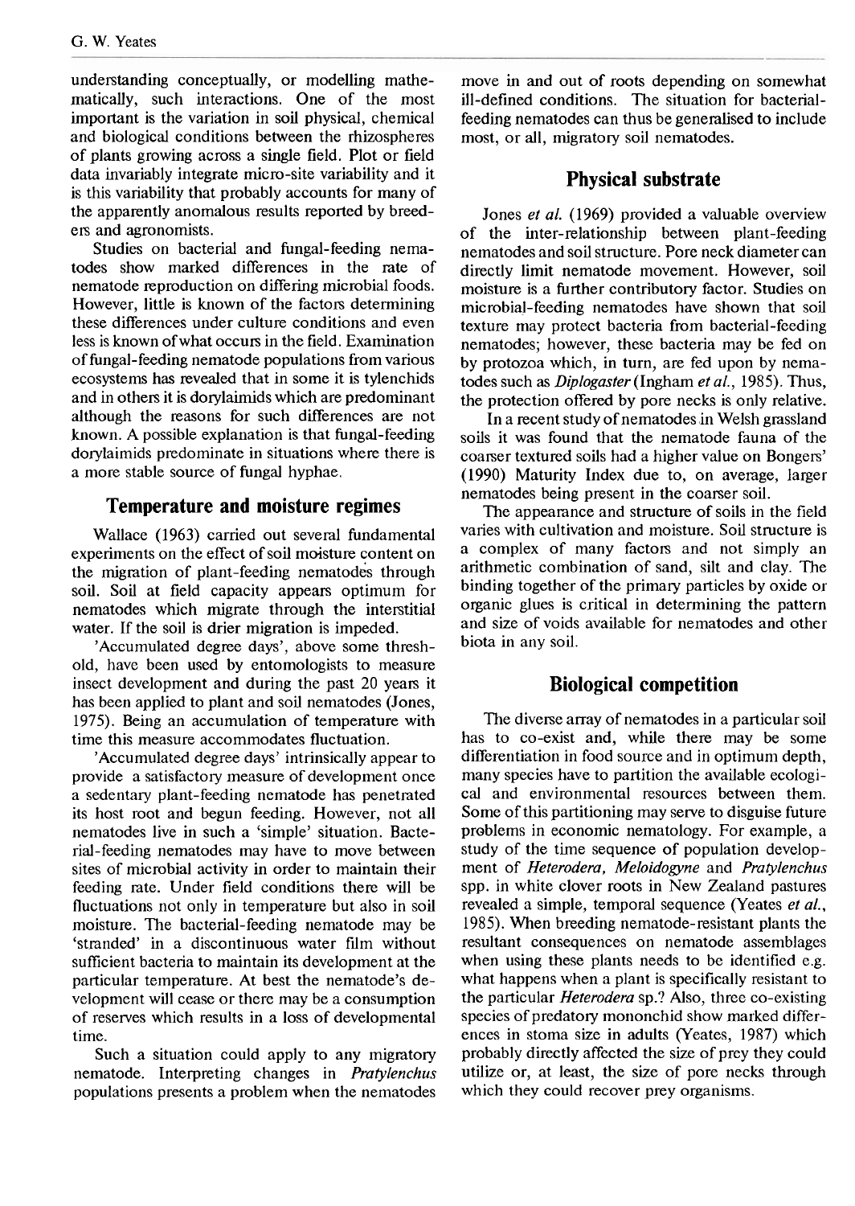understanding conceptually, or modelling mathematically, such interactions. One of the most important is the variation in soil physical, chemical and biological conditions between the rhizospheres of plants growing across a single field. Plot or field data invariably integrate micro-site variability and it is this variability that probably accounts for many of the apparently anomalous results reported by breeders and agronomists.

Studies on bacterial and fungal-feeding nematodes show marked differences in the rate of nematode reproduction on differing microbial foods. However, little is known of the factors determining these differences under culture conditions and even less is known of what occurs in the field. Examination of fungal-feeding nematode populations from various ecosystems has revealed that in some it is tylenchids and in others it is dorylaimids which are predominant although the reasons for such differences are not known. A possible explanation is that fungal-feeding dorylaimids predominate in situations where there is a more stable source of fungal hyphae.

## Temperature and moisture regimes

Wallace (1963) carried out several fundamental experiments on the effect of soil moisture content on the migration of plant-feeding nematodes through soil. Soil at field capacity appears optimum for nematodes which migrate through the interstitial water. If the soil is drier migration is impeded.

'Accumulated degree days', above some threshold, have been used by entomologists to measure insect development and during the past 20 years it has been applied to plant and soil nematodes (Jones, 1975). Being an accumulation of temperature with time this measure accommodates fluctuation.

'Accumulated degree days' intrinsically appear to provide a satisfactory measure of development once a sedentary plant-feeding nematode has penetrated its host root and begun feeding. However, not all nematodes live in such a 'simple' situation. Bacterial-feeding nematodes may have to move between sites of microbial activity in order to maintain their feeding rate. Under field conditions there will be fluctuations not only in temperature but also in soil moisture. The bacterial-feeding nematode may be 'stranded' in a discontinuous water film without sufficient bacteria to maintain its development at the particular temperature. At best the nematode's development will cease or there may be a consumption of reserves which results in a loss of developmental time.

Such a situation could apply to any migratory nematode. Interpreting changes in *Pratylenchus* populations presents a problem when the nematodes move in and out of roots depending on somewhat ill-defined conditions. The situation for bacterial-feeding nematodes can thus be generalised to include most, or all, migratory soil nematodes.

## Physical substrate

Jones *et al.* (1969) provided a valuable overview of the inter-relationship between plant-feeding nematodes and soil structure. Pore neck diameter can directly limit nematode movement. However, soil moisture is a further contributory factor. Studies on microbial-feeding nematodes have shown that soil texture may protect bacteria from bacterial-feeding nematodes; however, these bacteria may be fed on by protozoa which, in turn, are fed upon by nematodes such as *Diplogaster* (Ingham *et al.*, 1985). Thus, the protection offered by pore necks is only relative.

In a recent study of nematodes in Welsh grassland soils it was found that the nematode fauna of the coarser textured soils had a higher value on Bongers' (1990) Maturity Index due to, on average, larger nematodes being present in the coarser soil.

The appearance and structure of soils in the field varies with cultivation and moisture. Soil structure is a complex of many factors and not simply an arithmetic combination of sand, silt and clay. The binding together of the primary particles by oxide or organic glues is critical in determining the pattern and size of voids available for nematodes and other biota in any soil.

## Biological competition

The diverse array of nematodes in a particular soil has to co-exist and, while there may be some differentiation in food source and in optimum depth, many species have to partition the available ecological and environmental resources between them. Some of this partitioning may serve to disguise future problems in economic nematology. For example, a study of the time sequence of population development of *Heterodera*, *Meloidogyne* and *Pratylenchus* spp. in white clover roots in New Zealand pastures revealed a simple, temporal sequence (Yeates *et al.*, 1985). When breeding nematode-resistant plants the resultant consequences on nematode assemblages when using these plants needs to be identified e.g. what happens when a plant is specifically resistant to the particular *Heterodera* sp.? Also, three co-existing species of predatory mononchid show marked differences in stoma size in adults (Yeates, 1987) which probably directly affected the size of prey they could utilize or, at least, the size of pore necks through which they could recover prey organisms.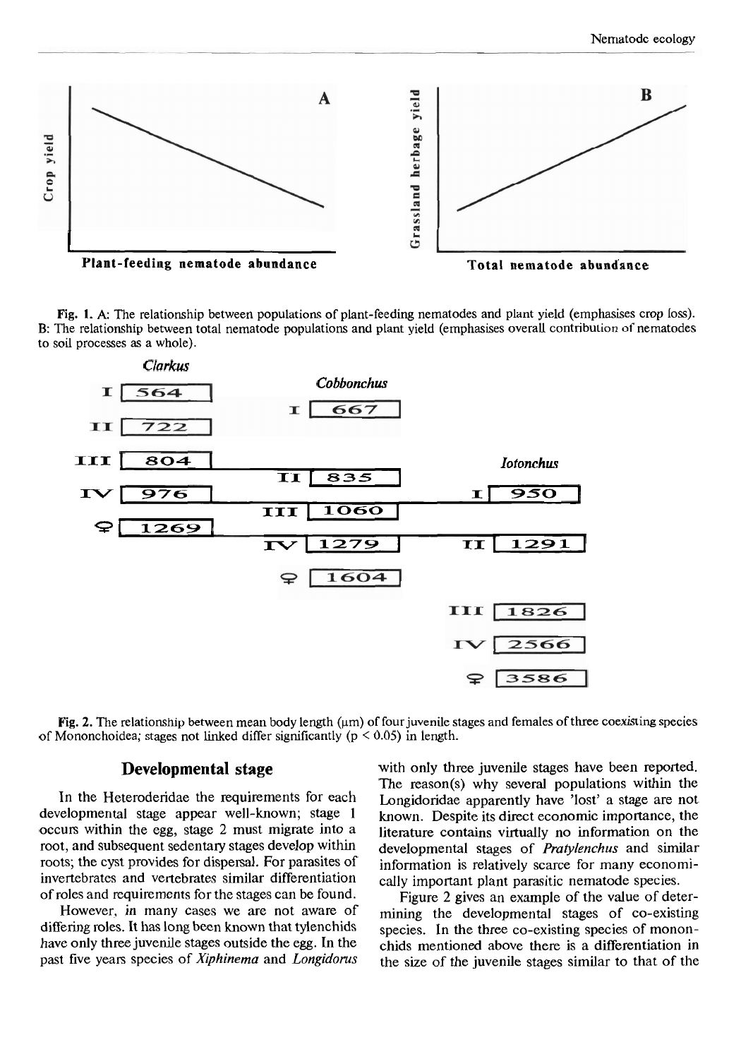Fig. 1. A: The relationship between populations of plant-feeding nematodes and plant yield (emphasises crop loss). B: The relationship between total nematode populations and plant yield (emphasises overall contribution of nematodes to soil processes as a whole).

Fig. 2. The relationship between mean body length (μm) of four juvenile stages and females of three coexisting species of Mononchoidea; stages not linked differ significantly ($p < 0.05$) in length.

## Developmental stage

In the Heteroderidae the requirements for each developmental stage appear well-known; stage 1 occurs within the egg, stage 2 must migrate into a root, and subsequent sedentary stages develop within roots; the cyst provides for dispersal. For parasites of invertebrates and vertebrates similar differentiation of roles and requirements for the stages can be found.

However, in many cases we are not aware of differing roles. It has long been known that tylenchids have only three juvenile stages outside the egg. In the past five years species of *Xiphinema* and *Longidorus* with only three juvenile stages have been reported. The reason(s) why several populations within the Longidoridae apparently have 'lost' a stage are not known. Despite its direct economic importance, the literature contains virtually no information on the developmental stages of *Pratylenchus* and similar information is relatively scarce for many economically important plant parasitic nematode species.

Figure 2 gives an example of the value of determining the developmental stages of co-existing species. In the three co-existing species of mononchids mentioned above there is a differentiation in the size of the juvenile stages similar to that of the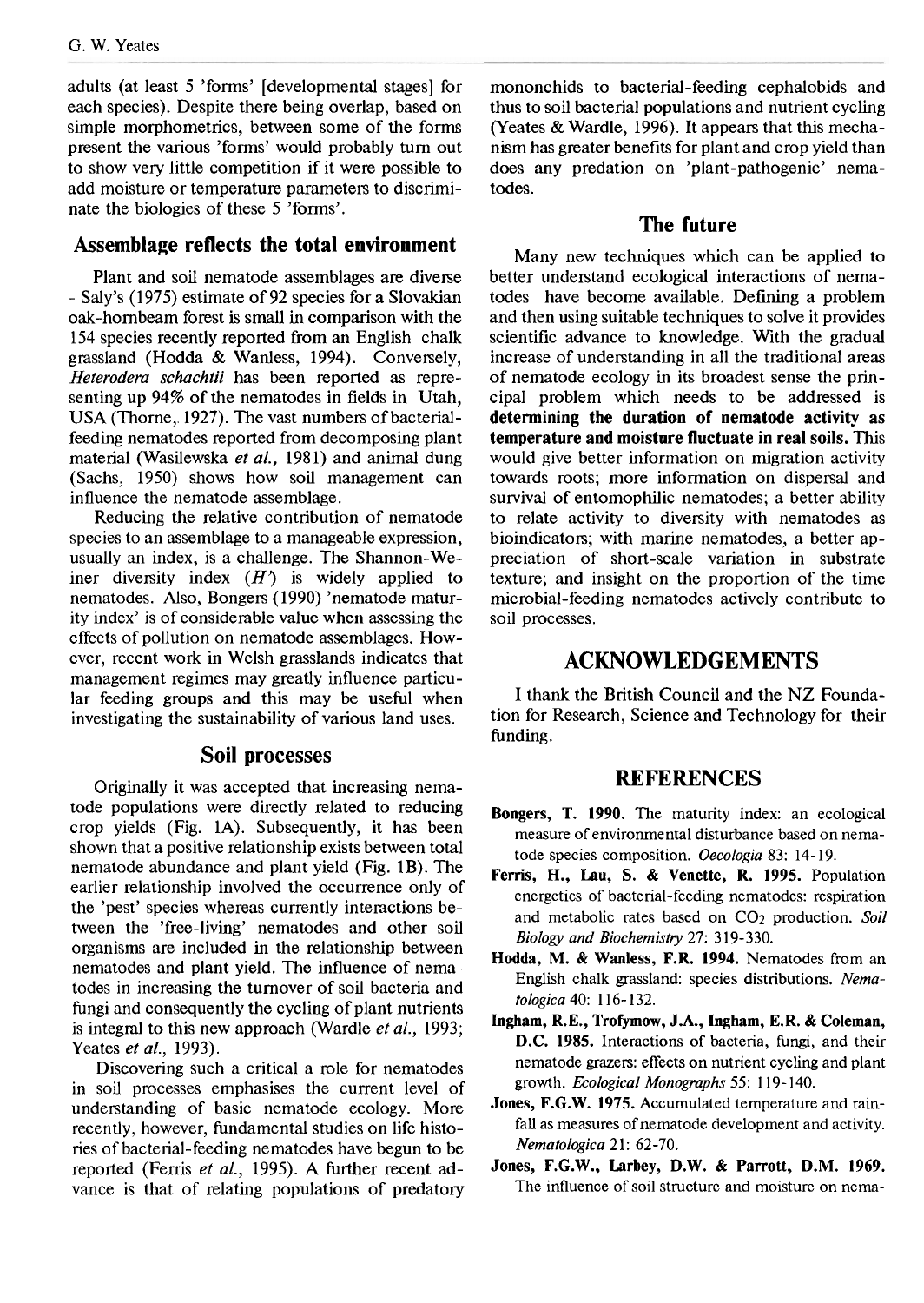adults (at least 5 'forms' [developmental stages] for each species). Despite there being overlap, based on simple morphometrics, between some of the forms present the various 'forms' would probably turn out to show very little competition if it were possible to add moisture or temperature parameters to discriminate the biologies of these 5 'forms'.

## Assemblage reflects the total environment

Plant and soil nematode assemblages are diverse - Saly's (1975) estimate of 92 species for a Slovakian oak-hornbeam forest is small in comparison with the 154 species recently reported from an English chalk grassland (Hodda & Wanless, 1994). Conversely, *Heterodera schachtii* has been reported as representing up 94% of the nematodes in fields in Utah, USA (Thorne, 1927). The vast numbers of bacterial-feeding nematodes reported from decomposing plant material (Wasilewska *et al.*, 1981) and animal dung (Sachs, 1950) shows how soil management can influence the nematode assemblage.

Reducing the relative contribution of nematode species to an assemblage to a manageable expression, usually an index, is a challenge. The Shannon-Weiner diversity index ($H'$) is widely applied to nematodes. Also, Bongers (1990) 'nematode maturity index' is of considerable value when assessing the effects of pollution on nematode assemblages. However, recent work in Welsh grasslands indicates that management regimes may greatly influence particular feeding groups and this may be useful when investigating the sustainability of various land uses.

## Soil processes

Originally it was accepted that increasing nematode populations were directly related to reducing crop yields (Fig. 1A). Subsequently, it has been shown that a positive relationship exists between total nematode abundance and plant yield (Fig. 1B). The earlier relationship involved the occurrence only of the 'pest' species whereas currently interactions between the 'free-living' nematodes and other soil organisms are included in the relationship between nematodes and plant yield. The influence of nematodes in increasing the turnover of soil bacteria and fungi and consequently the cycling of plant nutrients is integral to this new approach (Wardle *et al.*, 1993; Yeates *et al.*, 1993).

Discovering such a critical a role for nematodes in soil processes emphasises the current level of understanding of basic nematode ecology. More recently, however, fundamental studies on life histories of bacterial-feeding nematodes have begun to be reported (Ferris *et al.*, 1995). A further recent advance is that of relating populations of predatory mononchids to bacterial-feeding cephalobids and thus to soil bacterial populations and nutrient cycling (Yeates & Wardle, 1996). It appears that this mechanism has greater benefits for plant and crop yield than does any predation on 'plant-pathogenic' nematodes.

## The future

Many new techniques which can be applied to better understand ecological interactions of nematodes have become available. Defining a problem and then using suitable techniques to solve it provides scientific advance to knowledge. With the gradual increase of understanding in all the traditional areas of nematode ecology in its broadest sense the principal problem which needs to be addressed is **determining the duration of nematode activity as temperature and moisture fluctuate in real soils.** This would give better information on migration activity towards roots; more information on dispersal and survival of entomophilic nematodes; a better ability to relate activity to diversity with nematodes as bioindicators; with marine nematodes, a better appreciation of short-scale variation in substrate texture; and insight on the proportion of the time microbial-feeding nematodes actively contribute to soil processes.

# ACKNOWLEDGEMENTS

I thank the British Council and the NZ Foundation for Research, Science and Technology for their funding.

# REFERENCES

**Bongers, T. 1990.** The maturity index: an ecological measure of environmental disturbance based on nematode species composition. *Oecologia* 83: 14-19.

**Ferris, H., Lau, S. & Venette, R. 1995.** Population energetics of bacterial-feeding nematodes: respiration and metabolic rates based on $CO_2$ production. *Soil Biology and Biochemistry* 27: 319-330.

**Hodda, M. & Wanless, F.R. 1994.** Nematodes from an English chalk grassland: species distributions. *Nematologica* 40: 116-132.

**Ingham, R.E., Trofymow, J.A., Ingham, E.R. & Coleman, D.C. 1985.** Interactions of bacteria, fungi, and their nematode grazers: effects on nutrient cycling and plant growth. *Ecological Monographs* 55: 119-140.

**Jones, F.G.W. 1975.** Accumulated temperature and rainfall as measures of nematode development and activity. *Nematologica* 21: 62-70.

**Jones, F.G.W., Larbey, D.W. & Parrott, D.M. 1969.** The influence of soil structure and moisture on nema-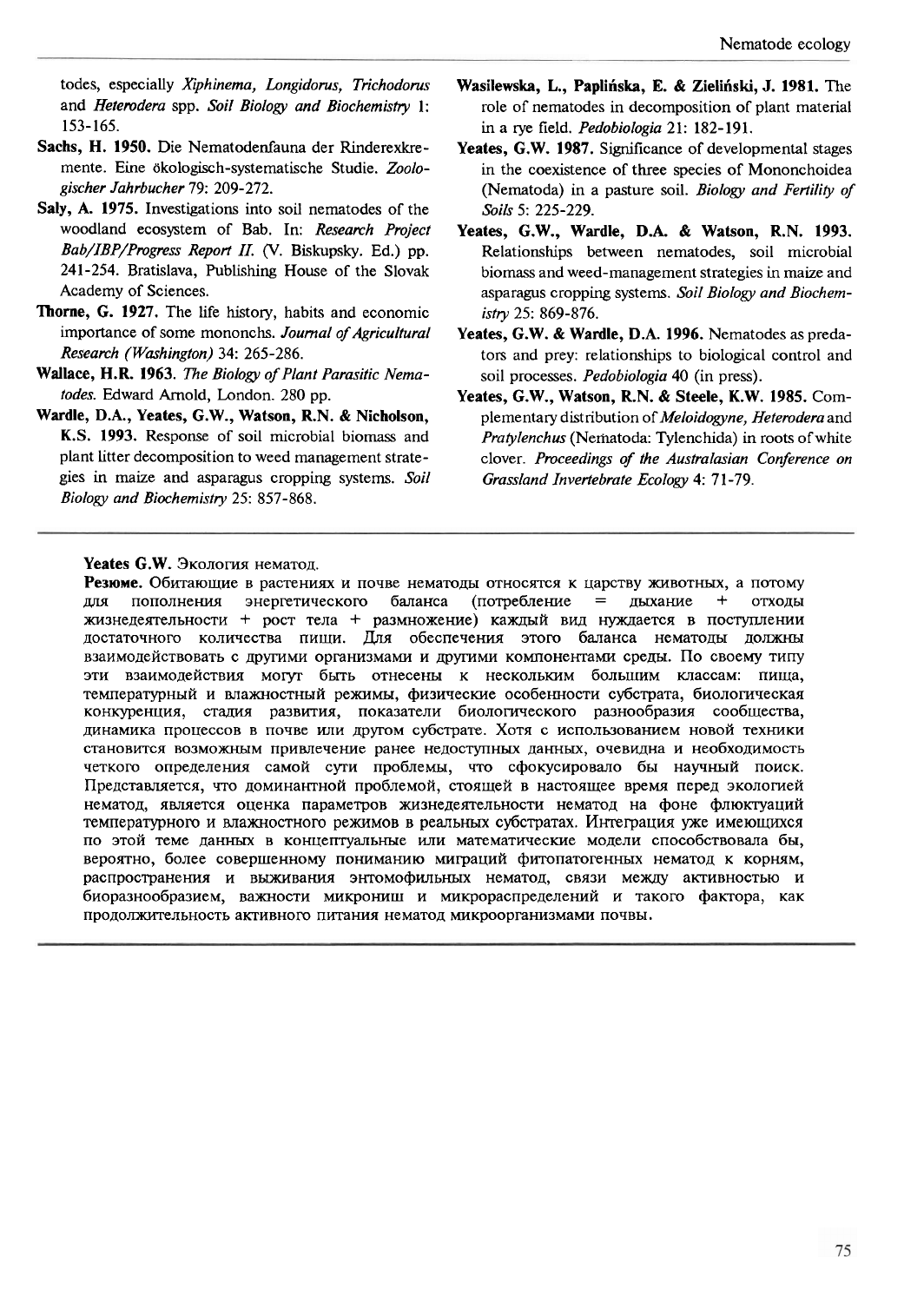todes, especially *Xiphinema, Longidorus, Trichodorus* and *Heterodera* spp. *Soil Biology and Biochemistry* 1: 153-165.

**Sachs, H. 1950.** Die Nematodenfauna der Rinderexkremente. Eine ökologisch-systematische Studie. *Zoologischer Jahrbucher* 79: 209-272.

**Saly, A. 1975.** Investigations into soil nematodes of the woodland ecosystem of Bab. In: *Research Project Bab/IBP/Progress Report II.* (V. Biskupsky. Ed.) pp. 241-254. Bratislava, Publishing House of the Slovak Academy of Sciences.

**Thorne, G. 1927.** The life history, habits and economic importance of some mononchs. *Journal of Agricultural Research (Washington)* 34: 265-286.

**Wallace, H.R. 1963.** *The Biology of Plant Parasitic Nematodes.* Edward Arnold, London. 280 pp.

**Wardle, D.A., Yeates, G.W., Watson, R.N. & Nicholson, K.S. 1993.** Response of soil microbial biomass and plant litter decomposition to weed management strategies in maize and asparagus cropping systems. *Soil Biology and Biochemistry* 25: 857-868.

**Wasilewska, L., Paplińska, E. & Zieliński, J. 1981.** The role of nematodes in decomposition of plant material in a rye field. *Pedobiologia* 21: 182-191.

**Yeates, G.W. 1987.** Significance of developmental stages in the coexistence of three species of Mononchoidea (Nematoda) in a pasture soil. *Biology and Fertility of Soils* 5: 225-229.

**Yeates, G.W., Wardle, D.A. & Watson, R.N. 1993.** Relationships between nematodes, soil microbial biomass and weed-management strategies in maize and asparagus cropping systems. *Soil Biology and Biochemistry* 25: 869-876.

**Yeates, G.W. & Wardle, D.A. 1996.** Nematodes as predators and prey: relationships to biological control and soil processes. *Pedobiologia* 40 (in press).

**Yeates, G.W., Watson, R.N. & Steele, K.W. 1985.** Complementary distribution of *Meloidogyne, Heterodera* and *Pratylenchus* (Nematoda: Tylenchida) in roots of white clover. *Proceedings of the Australasian Conference on Grassland Invertebrate Ecology* 4: 71-79.

---

**Yeates G.W.** Экология нематод.

**Резюме.** Обитающие в растениях и почве нематоды относятся к царству животных, а потому для пополнения энергетического баланса (потребление = дыхание + отходы жизнедеятельности + рост тела + размножение) каждый вид нуждается в поступлении достаточного количества пищи. Для обеспечения этого баланса нематоды должны взаимодействовать с другими организмами и другими компонентами среды. По своему типу эти взаимодействия могут быть отнесены к нескольким большим классам: пища, температурный и влажностный режимы, физические особенности субстрата, биологическая конкуренция, стадия развития, показатели биологического разнообразия сообщества, динамика процессов в почве или другом субстрате. Хотя с использованием новой техники становится возможным привлечение ранее недоступных данных, очевидна и необходимость четкого определения самой сути проблемы, что сфокусировало бы научный поиск. Представляется, что доминантной проблемой, стоящей в настоящее время перед экологией нематод, является оценка параметров жизнедеятельности нематод на фоне флюктуаций температурного и влажностного режимов в реальных субстратах. Интеграция уже имеющихся по этой теме данных в концептуальные или математические модели способствовала бы, вероятно, более совершенному пониманию миграций фитопатогенных нематод к корням, распространения и выживания энтомофильных нематод, связи между активностью и биоразнообразием, важности микрониш и микрораспределений и такого фактора, как продолжительность активного питания нематод микроорганизмами почвы.